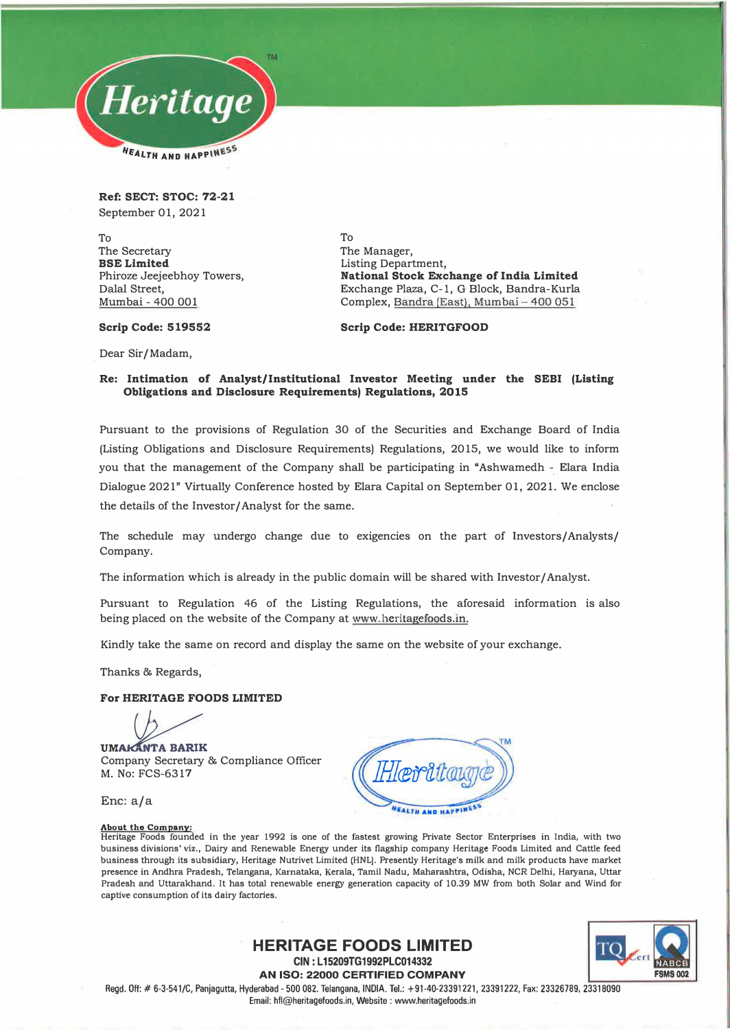**Ref: SECT: STOC: 72-21**
September 01, 2021

To
The Secretary
**BSE Limited**
Phiroze Jeejeebhoy Towers,
Dalal Street,
Mumbai - 400 001

**Scrip Code: 519552**

To
The Manager,
Listing Department,
**National Stock Exchange of India Limited**
Exchange Plaza, C-1, G Block, Bandra-Kurla
Complex, Bandra (East), Mumbai – 400 051

**Scrip Code: HERITGFOOD**

Dear Sir/Madam,

**Re: Intimation of Analyst/Institutional Investor Meeting under the SEBI (Listing Obligations and Disclosure Requirements) Regulations, 2015**

Pursuant to the provisions of Regulation 30 of the Securities and Exchange Board of India (Listing Obligations and Disclosure Requirements) Regulations, 2015, we would like to inform you that the management of the Company shall be participating in "Ashwamedh - Elara India Dialogue 2021" Virtually Conference hosted by Elara Capital on September 01, 2021. We enclose the details of the Investor/Analyst for the same.

The schedule may undergo change due to exigencies on the part of Investors/Analysts/ Company.

The information which is already in the public domain will be shared with Investor/Analyst.

Pursuant to Regulation 46 of the Listing Regulations, the aforesaid information is also being placed on the website of the Company at www.heritagefoods.in.

Kindly take the same on record and display the same on the website of your exchange.

Thanks & Regards,

**For HERITAGE FOODS LIMITED**

**UMAKANTA BARIK**
Company Secretary & Compliance Officer
M. No: FCS-6317

Enc: a/a

**About the Company:**
Heritage Foods founded in the year 1992 is one of the fastest growing Private Sector Enterprises in India, with two business divisions' viz., Dairy and Renewable Energy under its flagship company Heritage Foods Limited and Cattle feed business through its subsidiary, Heritage Nutrivet Limited (HNL). Presently Heritage's milk and milk products have market presence in Andhra Pradesh, Telangana, Karnataka, Kerala, Tamil Nadu, Maharashtra, Odisha, NCR Delhi, Haryana, Uttar Pradesh and Uttarakhand. It has total renewable energy generation capacity of 10.39 MW from both Solar and Wind for captive consumption of its dairy factories.

**HERITAGE FOODS LIMITED**
CIN : L15209TG1992PLC014332
AN ISO: 22000 CERTIFIED COMPANY
Regd. Off: # 6-3-541/C, Panjagutta, Hyderabad - 500 082. Telangana, INDIA. Tel.: +91-40-23391221, 23391222, Fax: 23326789, 23318090
Email: hfl@heritagefoods.in, Website : www.heritagefoods.in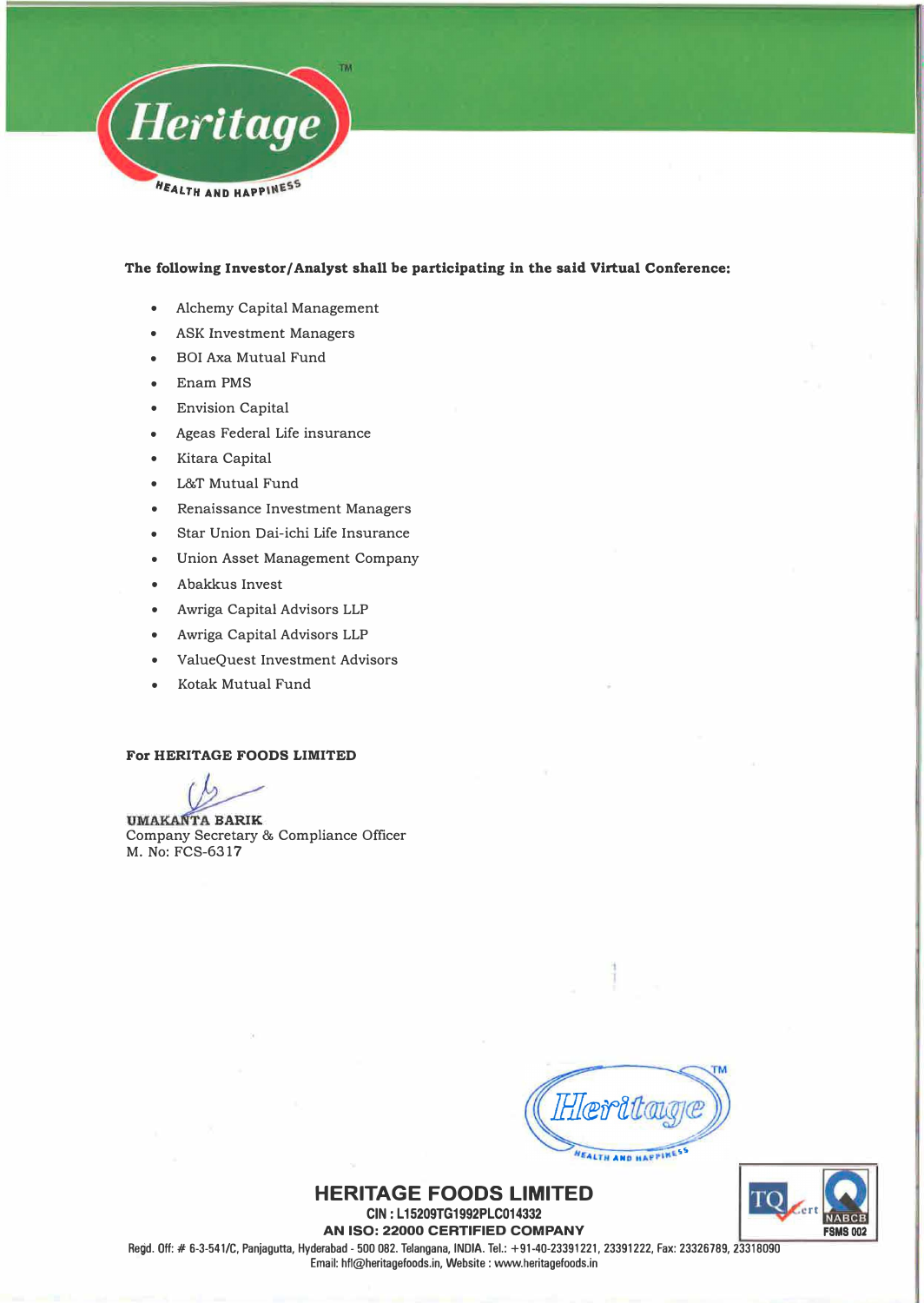**The following Investor/Analyst shall be participating in the said Virtual Conference:**

- Alchemy Capital Management
- ASK Investment Managers
- BOI Axa Mutual Fund
- Enam PMS
- Envision Capital
- Ageas Federal Life insurance
- Kitara Capital
- L&T Mutual Fund
- Renaissance Investment Managers
- Star Union Dai-ichi Life Insurance
- Union Asset Management Company
- Abakkus Invest
- Awriga Capital Advisors LLP
- Awriga Capital Advisors LLP
- ValueQuest Investment Advisors
- Kotak Mutual Fund

**For HERITAGE FOODS LIMITED**

**UMAKANTA BARIK**
Company Secretary & Compliance Officer
M. No: FCS-6317

**HERITAGE FOODS LIMITED**
CIN : L15209TG1992PLC014332
AN ISO: 22000 CERTIFIED COMPANY
Regd. Off: # 6-3-541/C, Panjagutta, Hyderabad - 500 082. Telangana, INDIA. Tel.: +91-40-23391221, 23391222, Fax: 23326789, 23318090
Email: hfl@heritagefoods.in, Website : www.heritagefoods.in